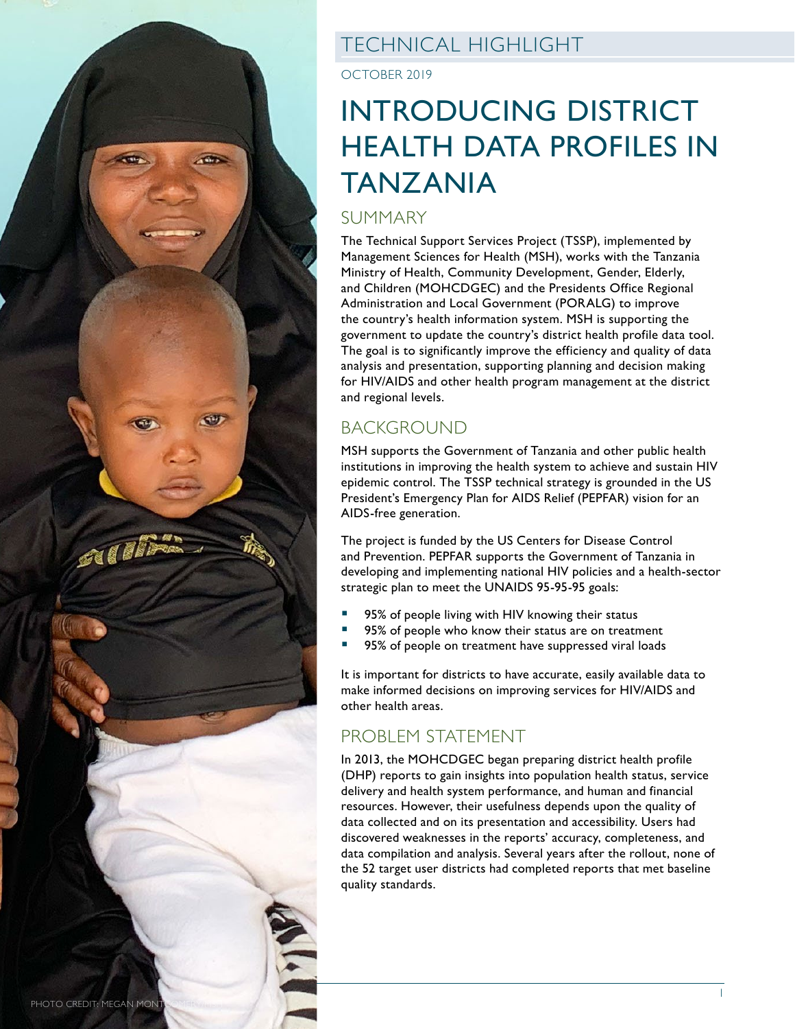TECHNICAL HIGHLIGHT

OCTOBER 2019

# INTRODUCING DISTRICT HEALTH DATA PROFILES IN TANZANIA

## SUMMARY

The Technical Support Services Project (TSSP), implemented by Management Sciences for Health (MSH), works with the Tanzania Ministry of Health, Community Development, Gender, Elderly, and Children (MOHCDGEC) and the Presidents Office Regional Administration and Local Government (PORALG) to improve the country's health information system. MSH is supporting the government to update the country's district health profile data tool. The goal is to significantly improve the efficiency and quality of data analysis and presentation, supporting planning and decision making for HIV/AIDS and other health program management at the district and regional levels.

## BACKGROUND

MSH supports the Government of Tanzania and other public health institutions in improving the health system to achieve and sustain HIV epidemic control. The TSSP technical strategy is grounded in the US President's Emergency Plan for AIDS Relief (PEPFAR) vision for an AIDS-free generation.

The project is funded by the US Centers for Disease Control and Prevention. PEPFAR supports the Government of Tanzania in developing and implementing national HIV policies and a health-sector strategic plan to meet the UNAIDS 95-95-95 goals:

- 95% of people living with HIV knowing their status
- 95% of people who know their status are on treatment
- 95% of people on treatment have suppressed viral loads

It is important for districts to have accurate, easily available data to make informed decisions on improving services for HIV/AIDS and other health areas.

## PROBLEM STATEMENT

In 2013, the MOHCDGEC began preparing district health profile (DHP) reports to gain insights into population health status, service delivery and health system performance, and human and financial resources. However, their usefulness depends upon the quality of data collected and on its presentation and accessibility. Users had discovered weaknesses in the reports' accuracy, completeness, and data compilation and analysis. Several years after the rollout, none of the 52 target user districts had completed reports that met baseline quality standards.

PHOTO CREDIT: MEGAN MONTGOMERY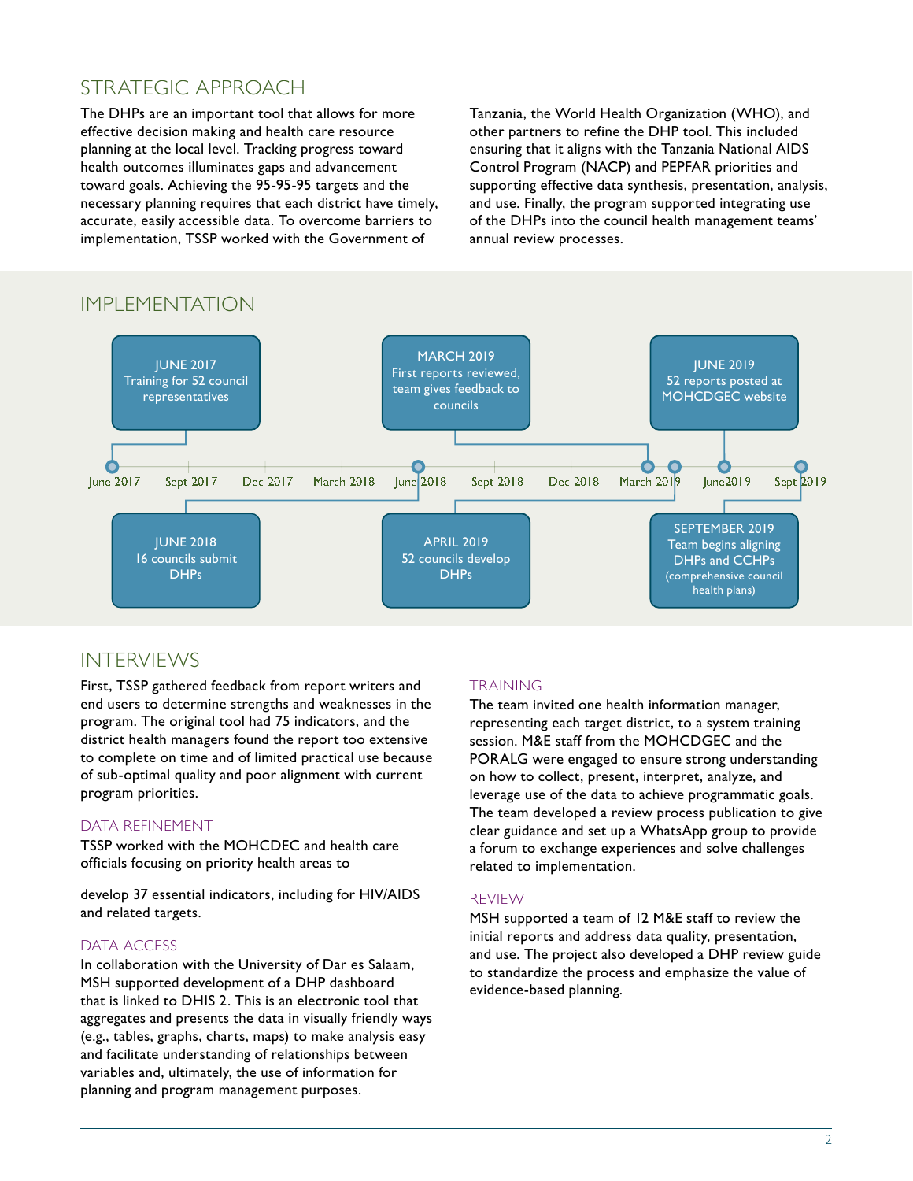## STRATEGIC APPROACH

The DHPs are an important tool that allows for more effective decision making and health care resource planning at the local level. Tracking progress toward health outcomes illuminates gaps and advancement toward goals. Achieving the 95-95-95 targets and the necessary planning requires that each district have timely, accurate, easily accessible data. To overcome barriers to implementation, TSSP worked with the Government of Tanzania, the World Health Organization (WHO), and other partners to refine the DHP tool. This included ensuring that it aligns with the Tanzania National AIDS Control Program (NACP) and PEPFAR priorities and supporting effective data synthesis, presentation, analysis, and use. Finally, the program supported integrating use of the DHPs into the council health management teams' annual review processes.

## IMPLEMENTATION

June 2017 | Sept 2017 | Dec 2017 | March 2018 | June 2018 | Sept 2018 | Dec 2018 | March 2019 | June2019 | Sept 2019

JUNE 2017
Training for 52 council representatives

JUNE 2018
16 councils submit DHPs

MARCH 2019
First reports reviewed, team gives feedback to councils

APRIL 2019
52 councils develop DHPs

JUNE 2019
52 reports posted at MOHCDGEC website

SEPTEMBER 2019
Team begins aligning DHPs and CCHPs (comprehensive council health plans)

## INTERVIEWS

First, TSSP gathered feedback from report writers and end users to determine strengths and weaknesses in the program. The original tool had 75 indicators, and the district health managers found the report too extensive to complete on time and of limited practical use because of sub-optimal quality and poor alignment with current program priorities.

### DATA REFINEMENT

TSSP worked with the MOHCDEC and health care officials focusing on priority health areas to

develop 37 essential indicators, including for HIV/AIDS and related targets.

### DATA ACCESS

In collaboration with the University of Dar es Salaam, MSH supported development of a DHP dashboard that is linked to DHIS 2. This is an electronic tool that aggregates and presents the data in visually friendly ways (e.g., tables, graphs, charts, maps) to make analysis easy and facilitate understanding of relationships between variables and, ultimately, the use of information for planning and program management purposes.

### TRAINING

The team invited one health information manager, representing each target district, to a system training session. M&E staff from the MOHCDGEC and the PORALG were engaged to ensure strong understanding on how to collect, present, interpret, analyze, and leverage use of the data to achieve programmatic goals. The team developed a review process publication to give clear guidance and set up a WhatsApp group to provide a forum to exchange experiences and solve challenges related to implementation.

### REVIEW

MSH supported a team of 12 M&E staff to review the initial reports and address data quality, presentation, and use. The project also developed a DHP review guide to standardize the process and emphasize the value of evidence-based planning.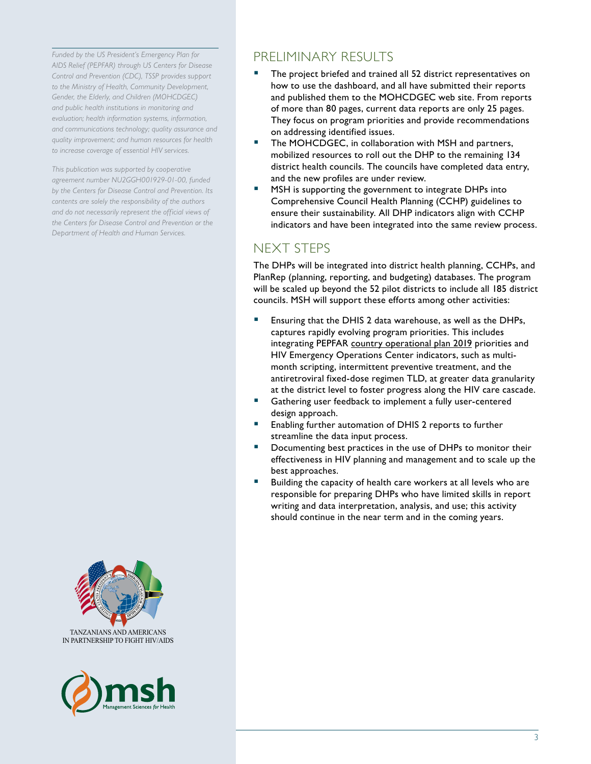*Funded by the US President's Emergency Plan for AIDS Relief (PEPFAR) through US Centers for Disease Control and Prevention (CDC), TSSP provides support to the Ministry of Health, Community Development, Gender, the Elderly, and Children (MOHCDGEC) and public health institutions in monitoring and evaluation; health information systems, information, and communications technology; quality assurance and quality improvement; and human resources for health to increase coverage of essential HIV services.*

*This publication was supported by cooperative agreement number NU2GGH001929-01-00, funded by the Centers for Disease Control and Prevention. Its contents are solely the responsibility of the authors and do not necessarily represent the official views of the Centers for Disease Control and Prevention or the Department of Health and Human Services.*

TANZANIANS AND AMERICANS IN PARTNERSHIP TO FIGHT HIV/AIDS

msh Management Sciences for Health

## PRELIMINARY RESULTS

- The project briefed and trained all 52 district representatives on how to use the dashboard, and all have submitted their reports and published them to the MOHCDGEC web site. From reports of more than 80 pages, current data reports are only 25 pages. They focus on program priorities and provide recommendations on addressing identified issues.
- The MOHCDGEC, in collaboration with MSH and partners, mobilized resources to roll out the DHP to the remaining 134 district health councils. The councils have completed data entry, and the new profiles are under review.
- MSH is supporting the government to integrate DHPs into Comprehensive Council Health Planning (CCHP) guidelines to ensure their sustainability. All DHP indicators align with CCHP indicators and have been integrated into the same review process.

## NEXT STEPS

The DHPs will be integrated into district health planning, CCHPs, and PlanRep (planning, reporting, and budgeting) databases. The program will be scaled up beyond the 52 pilot districts to include all 185 district councils. MSH will support these efforts among other activities:

- Ensuring that the DHIS 2 data warehouse, as well as the DHPs, captures rapidly evolving program priorities. This includes integrating PEPFAR country operational plan 2019 priorities and HIV Emergency Operations Center indicators, such as multi-month scripting, intermittent preventive treatment, and the antiretroviral fixed-dose regimen TLD, at greater data granularity at the district level to foster progress along the HIV care cascade.
- Gathering user feedback to implement a fully user-centered design approach.
- Enabling further automation of DHIS 2 reports to further streamline the data input process.
- Documenting best practices in the use of DHPs to monitor their effectiveness in HIV planning and management and to scale up the best approaches.
- Building the capacity of health care workers at all levels who are responsible for preparing DHPs who have limited skills in report writing and data interpretation, analysis, and use; this activity should continue in the near term and in the coming years.